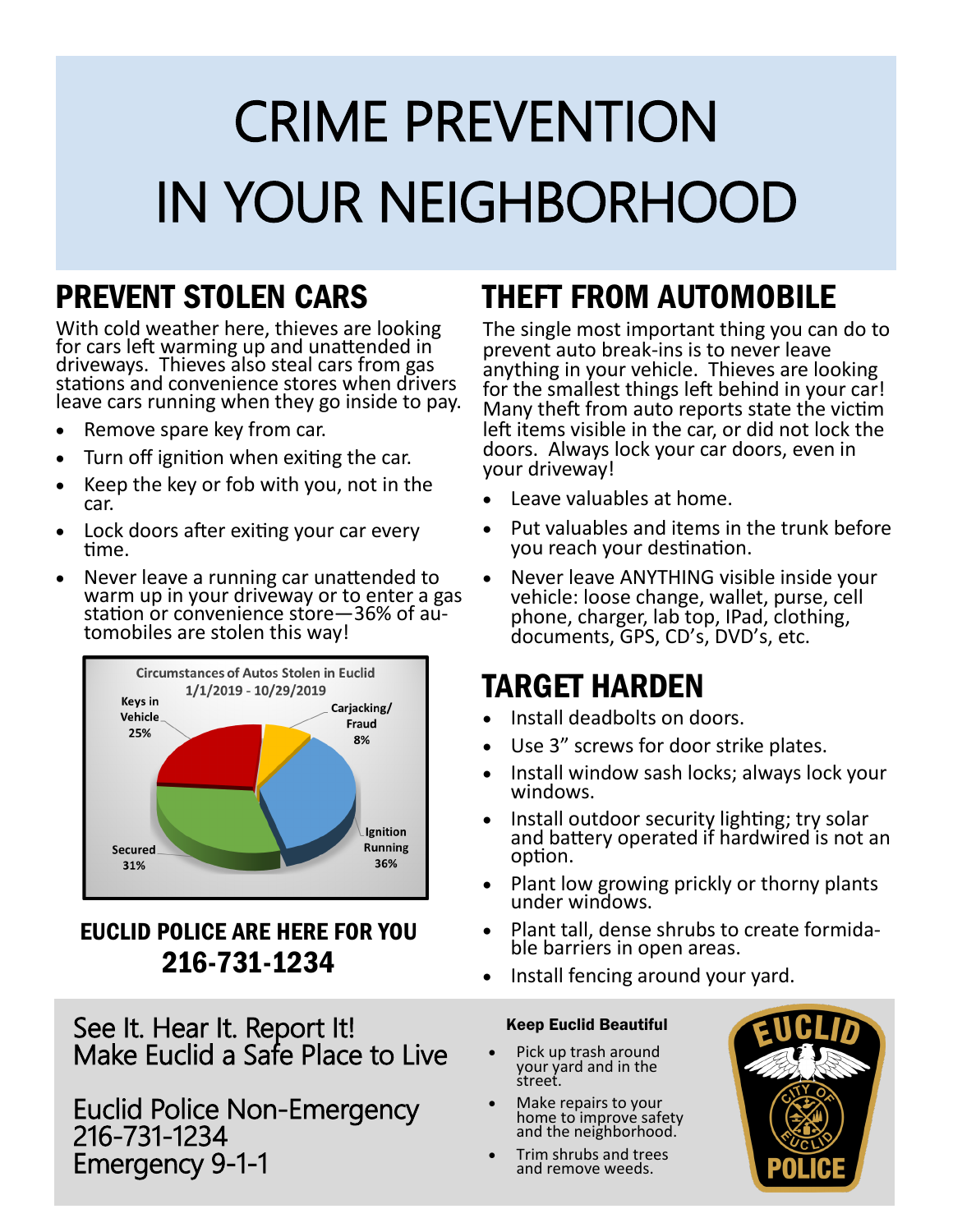# CRIME PREVENTION IN YOUR NEIGHBORHOOD

## PREVENT STOLEN CARS

With cold weather here, thieves are looking for cars left warming up and unattended in driveways. Thieves also steal cars from gas stations and convenience stores when drivers leave cars running when they go inside to pay.

- Remove spare key from car.
- Turn off ignition when exiting the car.
- Keep the key or fob with you, not in the car.
- Lock doors after exiting your car every time.
- Never leave a running car unattended to warm up in your driveway or to enter a gas station or convenience store—36% of automobiles are stolen this way!

Circumstances of Autos Stolen in Euclid 1/1/2019 - 10/29/2019

| Circumstance | Percentage |
|---|---|
| Ignition Running | 36% |
| Secured | 31% |
| Keys in Vehicle | 25% |
| Carjacking/Fraud | 8% |

**EUCLID POLICE ARE HERE FOR YOU**
**216-731-1234**

## THEFT FROM AUTOMOBILE

The single most important thing you can do to prevent auto break-ins is to never leave anything in your vehicle. Thieves are looking for the smallest things left behind in your car! Many theft from auto reports state the victim left items visible in the car, or did not lock the doors. Always lock your car doors, even in your driveway!

- Leave valuables at home.
- Put valuables and items in the trunk before you reach your destination.
- Never leave ANYTHING visible inside your vehicle: loose change, wallet, purse, cell phone, charger, lab top, IPad, clothing, documents, GPS, CD's, DVD's, etc.

## TARGET HARDEN

- Install deadbolts on doors.
- Use 3" screws for door strike plates.
- Install window sash locks; always lock your windows.
- Install outdoor security lighting; try solar and battery operated if hardwired is not an option.
- Plant low growing prickly or thorny plants under windows.
- Plant tall, dense shrubs to create formidable barriers in open areas.
- Install fencing around your yard.

See It. Hear It. Report It!
Make Euclid a Safe Place to Live

Euclid Police Non-Emergency
216-731-1234
Emergency 9-1-1

**Keep Euclid Beautiful**

- Pick up trash around your yard and in the street.
- Make repairs to your home to improve safety and the neighborhood.
- Trim shrubs and trees and remove weeds.

EUCLID CITY OF EUCLID POLICE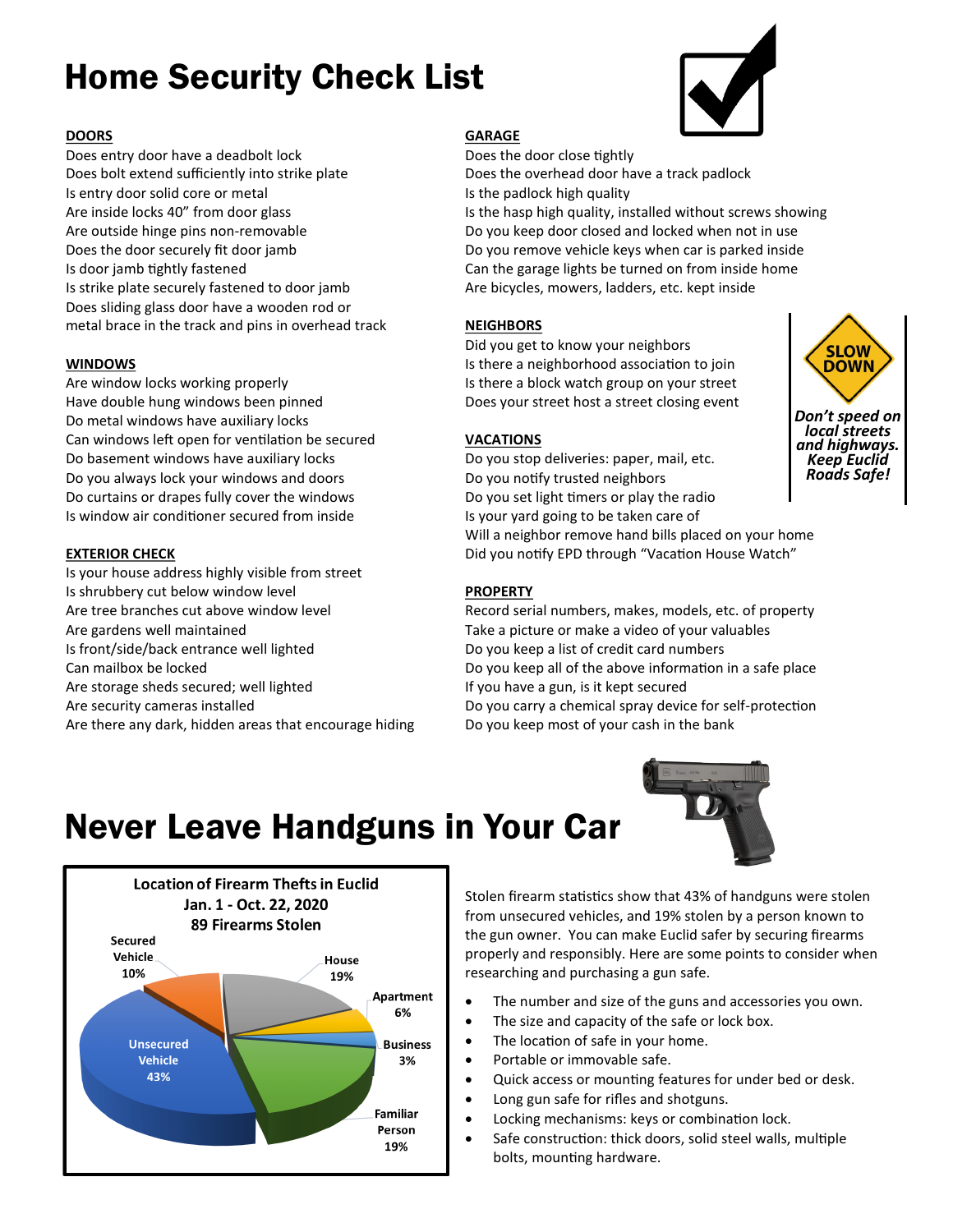# Home Security Check List

**DOORS**

Does entry door have a deadbolt lock
Does bolt extend sufficiently into strike plate
Is entry door solid core or metal
Are inside locks 40" from door glass
Are outside hinge pins non-removable
Does the door securely fit door jamb
Is door jamb tightly fastened
Is strike plate securely fastened to door jamb
Does sliding glass door have a wooden rod or metal brace in the track and pins in overhead track

**WINDOWS**

Are window locks working properly
Have double hung windows been pinned
Do metal windows have auxiliary locks
Can windows left open for ventilation be secured
Do basement windows have auxiliary locks
Do you always lock your windows and doors
Do curtains or drapes fully cover the windows
Is window air conditioner secured from inside

**EXTERIOR CHECK**

Is your house address highly visible from street
Is shrubbery cut below window level
Are tree branches cut above window level
Are gardens well maintained
Is front/side/back entrance well lighted
Can mailbox be locked
Are storage sheds secured; well lighted
Are security cameras installed
Are there any dark, hidden areas that encourage hiding

**GARAGE**

Does the door close tightly
Does the overhead door have a track padlock
Is the padlock high quality
Is the hasp high quality, installed without screws showing
Do you keep door closed and locked when not in use
Do you remove vehicle keys when car is parked inside
Can the garage lights be turned on from inside home
Are bicycles, mowers, ladders, etc. kept inside

**NEIGHBORS**

Did you get to know your neighbors
Is there a neighborhood association to join
Is there a block watch group on your street
Does your street host a street closing event

SLOW DOWN

***Don't speed on local streets and highways. Keep Euclid Roads Safe!***

**VACATIONS**

Do you stop deliveries: paper, mail, etc.
Do you notify trusted neighbors
Do you set light timers or play the radio
Is your yard going to be taken care of
Will a neighbor remove hand bills placed on your home
Did you notify EPD through "Vacation House Watch"

**PROPERTY**

Record serial numbers, makes, models, etc. of property
Take a picture or make a video of your valuables
Do you keep a list of credit card numbers
Do you keep all of the above information in a safe place
If you have a gun, is it kept secured
Do you carry a chemical spray device for self-protection
Do you keep most of your cash in the bank

# Never Leave Handguns in Your Car

**Location of Firearm Thefts in Euclid**
**Jan. 1 - Oct. 22, 2020**
**89 Firearms Stolen**

Secured Vehicle 10%
House 19%
Apartment 6%
Business 3%
Familiar Person 19%
Unsecured Vehicle 43%

Stolen firearm statistics show that 43% of handguns were stolen from unsecured vehicles, and 19% stolen by a person known to the gun owner. You can make Euclid safer by securing firearms properly and responsibly. Here are some points to consider when researching and purchasing a gun safe.

- The number and size of the guns and accessories you own.
- The size and capacity of the safe or lock box.
- The location of safe in your home.
- Portable or immovable safe.
- Quick access or mounting features for under bed or desk.
- Long gun safe for rifles and shotguns.
- Locking mechanisms: keys or combination lock.
- Safe construction: thick doors, solid steel walls, multiple bolts, mounting hardware.